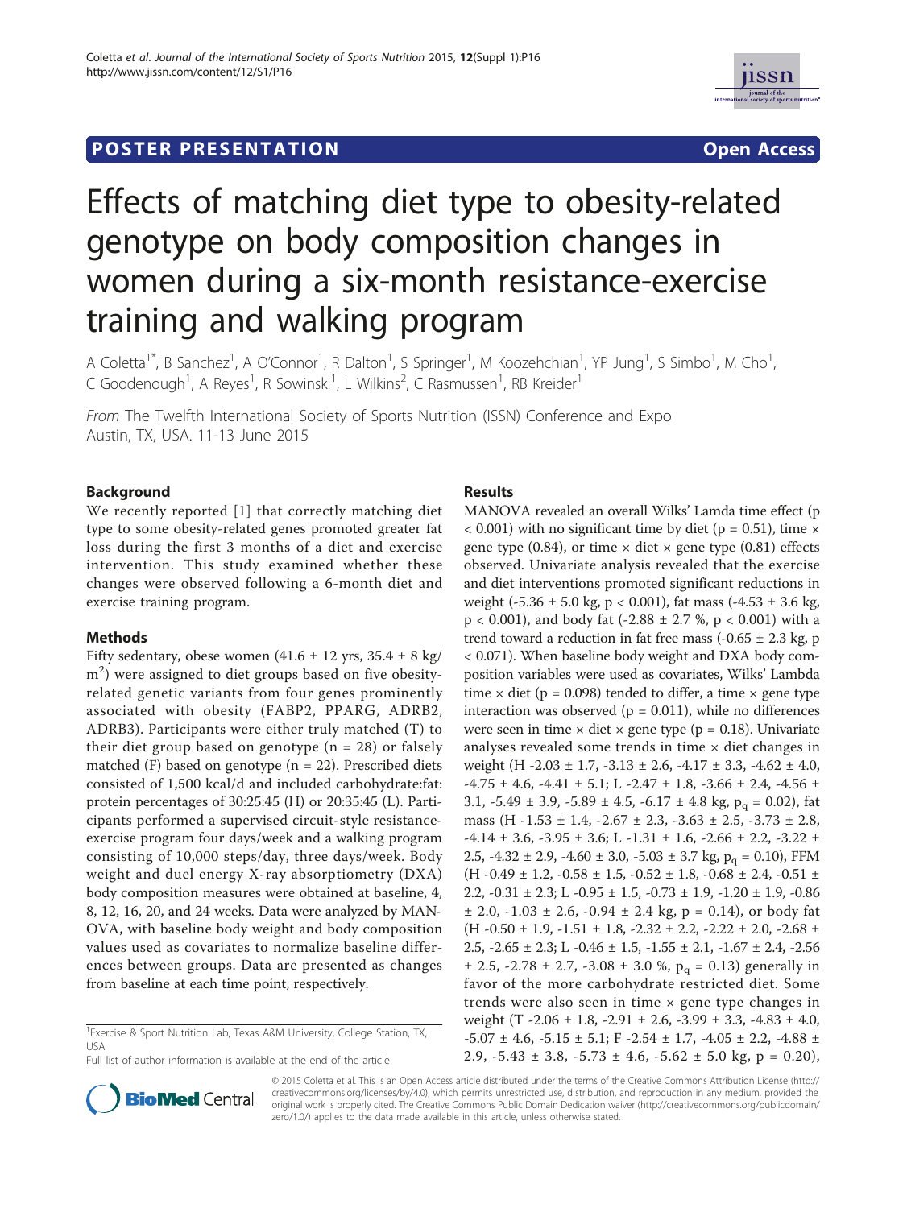POSTER PRESENTATION — Open Access

# Effects of matching diet type to obesity-related genotype on body composition changes in women during a six-month resistance-exercise training and walking program

A Coletta[1*], B Sanchez[1], A O'Connor[1], R Dalton[1], S Springer[1], M Koozehchian[1], YP Jung[1], S Simbo[1], M Cho[1], C Goodenough[1], A Reyes[1], R Sowinski[1], L Wilkins[2], C Rasmussen[1], RB Kreider[1]

*From* The Twelfth International Society of Sports Nutrition (ISSN) Conference and Expo
Austin, TX, USA. 11-13 June 2015

## Background

We recently reported [1] that correctly matching diet type to some obesity-related genes promoted greater fat loss during the first 3 months of a diet and exercise intervention. This study examined whether these changes were observed following a 6-month diet and exercise training program.

## Methods

Fifty sedentary, obese women (41.6 ± 12 yrs, 35.4 ± 8 kg/m$^2$) were assigned to diet groups based on five obesity-related genetic variants from four genes prominently associated with obesity (FABP2, PPARG, ADRB2, ADRB3). Participants were either truly matched (T) to their diet group based on genotype (n = 28) or falsely matched (F) based on genotype (n = 22). Prescribed diets consisted of 1,500 kcal/d and included carbohydrate:fat:protein percentages of 30:25:45 (H) or 20:35:45 (L). Participants performed a supervised circuit-style resistance-exercise program four days/week and a walking program consisting of 10,000 steps/day, three days/week. Body weight and duel energy X-ray absorptiometry (DXA) body composition measures were obtained at baseline, 4, 8, 12, 16, 20, and 24 weeks. Data were analyzed by MANOVA, with baseline body weight and body composition values used as covariates to normalize baseline differences between groups. Data are presented as changes from baseline at each time point, respectively.

## Results

MANOVA revealed an overall Wilks' Lamda time effect ($p < 0.001$) with no significant time by diet ($p = 0.51$), time × gene type (0.84), or time × diet × gene type (0.81) effects observed. Univariate analysis revealed that the exercise and diet interventions promoted significant reductions in weight (-5.36 ± 5.0 kg, $p < 0.001$), fat mass (-4.53 ± 3.6 kg, $p < 0.001$), and body fat (-2.88 ± 2.7 %, $p < 0.001$) with a trend toward a reduction in fat free mass (-0.65 ± 2.3 kg, $p < 0.071$). When baseline body weight and DXA body composition variables were used as covariates, Wilks' Lambda time × diet ($p = 0.098$) tended to differ, a time × gene type interaction was observed ($p = 0.011$), while no differences were seen in time × diet × gene type ($p = 0.18$). Univariate analyses revealed some trends in time × diet changes in weight (H -2.03 ± 1.7, -3.13 ± 2.6, -4.17 ± 3.3, -4.62 ± 4.0, -4.75 ± 4.6, -4.41 ± 5.1; L -2.47 ± 1.8, -3.66 ± 2.4, -4.56 ± 3.1, -5.49 ± 3.9, -5.89 ± 4.5, -6.17 ± 4.8 kg, $p_q = 0.02$), fat mass (H -1.53 ± 1.4, -2.67 ± 2.3, -3.63 ± 2.5, -3.73 ± 2.8, -4.14 ± 3.6, -3.95 ± 3.6; L -1.31 ± 1.6, -2.66 ± 2.2, -3.22 ± 2.5, -4.32 ± 2.9, -4.60 ± 3.0, -5.03 ± 3.7 kg, $p_q = 0.10$), FFM (H -0.49 ± 1.2, -0.58 ± 1.5, -0.52 ± 1.8, -0.68 ± 2.4, -0.51 ± 2.2, -0.31 ± 2.3; L -0.95 ± 1.5, -0.73 ± 1.9, -1.20 ± 1.9, -0.86 ± 2.0, -1.03 ± 2.6, -0.94 ± 2.4 kg, $p = 0.14$), or body fat (H -0.50 ± 1.9, -1.51 ± 1.8, -2.32 ± 2.2, -2.22 ± 2.0, -2.68 ± 2.5, -2.65 ± 2.3; L -0.46 ± 1.5, -1.55 ± 2.1, -1.67 ± 2.4, -2.56 ± 2.5, -2.78 ± 2.7, -3.08 ± 3.0 %, $p_q = 0.13$) generally in favor of the more carbohydrate restricted diet. Some trends were also seen in time × gene type changes in weight (T -2.06 ± 1.8, -2.91 ± 2.6, -3.99 ± 3.3, -4.83 ± 4.0, -5.07 ± 4.6, -5.15 ± 5.1; F -2.54 ± 1.7, -4.05 ± 2.2, -4.88 ± 2.9, -5.43 ± 3.8, -5.73 ± 4.6, -5.62 ± 5.0 kg, $p = 0.20$),

[1]Exercise & Sport Nutrition Lab, Texas A&M University, College Station, TX, USA

Full list of author information is available at the end of the article

© 2015 Coletta et al. This is an Open Access article distributed under the terms of the Creative Commons Attribution License (http://creativecommons.org/licenses/by/4.0), which permits unrestricted use, distribution, and reproduction in any medium, provided the original work is properly cited. The Creative Commons Public Domain Dedication waiver (http://creativecommons.org/publicdomain/zero/1.0/) applies to the data made available in this article, unless otherwise stated.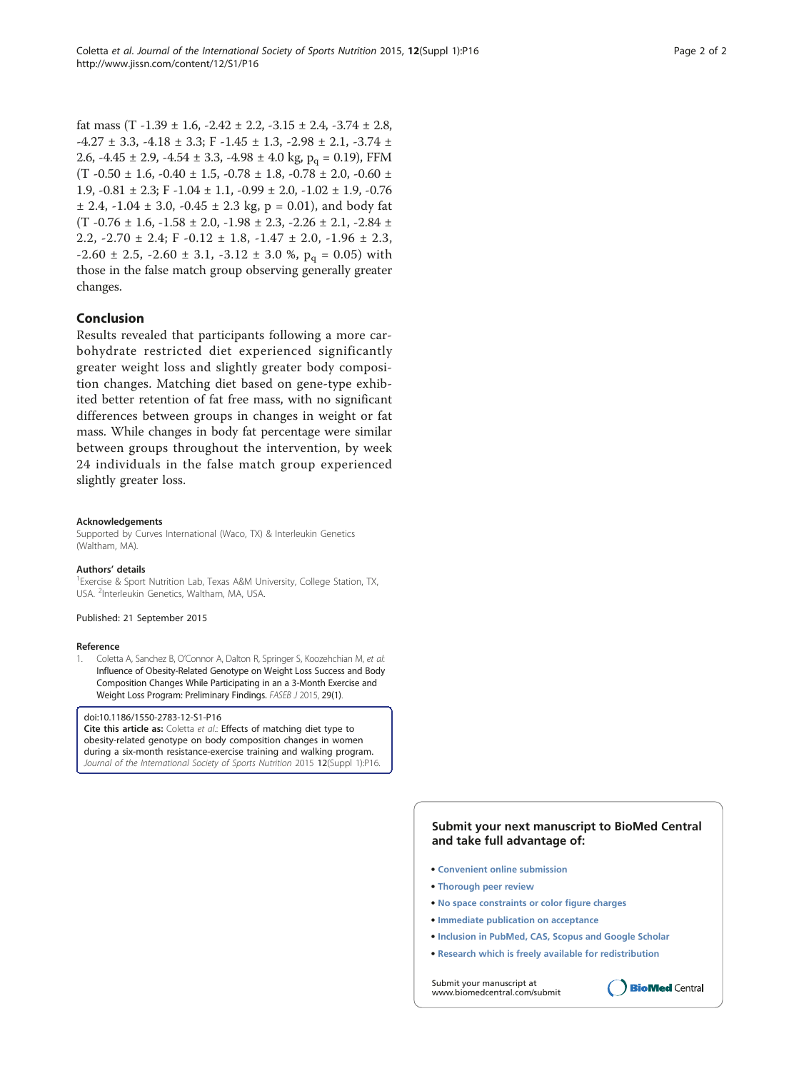fat mass (T -1.39 ± 1.6, -2.42 ± 2.2, -3.15 ± 2.4, -3.74 ± 2.8, -4.27 ± 3.3, -4.18 ± 3.3; F -1.45 ± 1.3, -2.98 ± 2.1, -3.74 ± 2.6, -4.45 ± 2.9, -4.54 ± 3.3, -4.98 ± 4.0 kg, $p_q = 0.19$), FFM (T -0.50 ± 1.6, -0.40 ± 1.5, -0.78 ± 1.8, -0.78 ± 2.0, -0.60 ± 1.9, -0.81 ± 2.3; F -1.04 ± 1.1, -0.99 ± 2.0, -1.02 ± 1.9, -0.76 ± 2.4, -1.04 ± 3.0, -0.45 ± 2.3 kg, $p = 0.01$), and body fat (T -0.76 ± 1.6, -1.58 ± 2.0, -1.98 ± 2.3, -2.26 ± 2.1, -2.84 ± 2.2, -2.70 ± 2.4; F -0.12 ± 1.8, -1.47 ± 2.0, -1.96 ± 2.3, -2.60 ± 2.5, -2.60 ± 3.1, -3.12 ± 3.0 %, $p_q = 0.05$) with those in the false match group observing generally greater changes.

## Conclusion

Results revealed that participants following a more carbohydrate restricted diet experienced significantly greater weight loss and slightly greater body composition changes. Matching diet based on gene-type exhibited better retention of fat free mass, with no significant differences between groups in changes in weight or fat mass. While changes in body fat percentage were similar between groups throughout the intervention, by week 24 individuals in the false match group experienced slightly greater loss.

#### Acknowledgements

Supported by Curves International (Waco, TX) & Interleukin Genetics (Waltham, MA).

#### Authors' details

[1]Exercise & Sport Nutrition Lab, Texas A&M University, College Station, TX, USA. [2]Interleukin Genetics, Waltham, MA, USA.

Published: 21 September 2015

#### Reference

1. Coletta A, Sanchez B, O'Connor A, Dalton R, Springer S, Koozehchian M, *et al*: Influence of Obesity-Related Genotype on Weight Loss Success and Body Composition Changes While Participating in an a 3-Month Exercise and Weight Loss Program: Preliminary Findings. *FASEB J* 2015, **29(1)**.

doi:10.1186/1550-2783-12-S1-P16
**Cite this article as:** Coletta *et al.*: Effects of matching diet type to obesity-related genotype on body composition changes in women during a six-month resistance-exercise training and walking program. *Journal of the International Society of Sports Nutrition* 2015 **12**(Suppl 1):P16.

**Submit your next manuscript to BioMed Central and take full advantage of:**

- Convenient online submission
- Thorough peer review
- No space constraints or color figure charges
- Immediate publication on acceptance
- Inclusion in PubMed, CAS, Scopus and Google Scholar
- Research which is freely available for redistribution

Submit your manuscript at
www.biomedcentral.com/submit